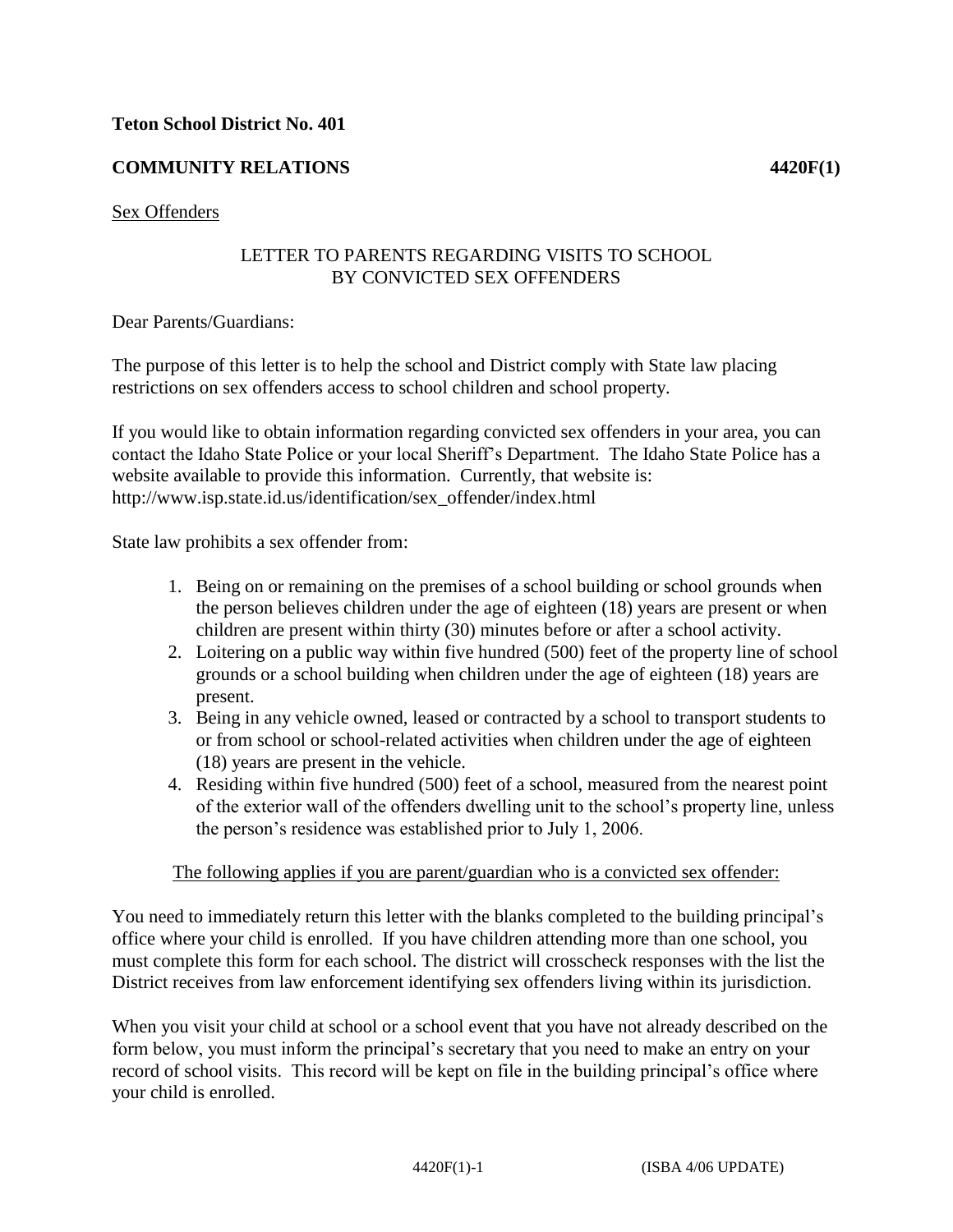**Teton School District No. 401**

**COMMUNITY RELATIONS** **4420F(1)**

Sex Offenders

LETTER TO PARENTS REGARDING VISITS TO SCHOOL BY CONVICTED SEX OFFENDERS

Dear Parents/Guardians:

The purpose of this letter is to help the school and District comply with State law placing restrictions on sex offenders access to school children and school property.

If you would like to obtain information regarding convicted sex offenders in your area, you can contact the Idaho State Police or your local Sheriff's Department. The Idaho State Police has a website available to provide this information. Currently, that website is: http://www.isp.state.id.us/identification/sex_offender/index.html

State law prohibits a sex offender from:

1. Being on or remaining on the premises of a school building or school grounds when the person believes children under the age of eighteen (18) years are present or when children are present within thirty (30) minutes before or after a school activity.
2. Loitering on a public way within five hundred (500) feet of the property line of school grounds or a school building when children under the age of eighteen (18) years are present.
3. Being in any vehicle owned, leased or contracted by a school to transport students to or from school or school-related activities when children under the age of eighteen (18) years are present in the vehicle.
4. Residing within five hundred (500) feet of a school, measured from the nearest point of the exterior wall of the offenders dwelling unit to the school's property line, unless the person's residence was established prior to July 1, 2006.

The following applies if you are parent/guardian who is a convicted sex offender:

You need to immediately return this letter with the blanks completed to the building principal's office where your child is enrolled. If you have children attending more than one school, you must complete this form for each school. The district will crosscheck responses with the list the District receives from law enforcement identifying sex offenders living within its jurisdiction.

When you visit your child at school or a school event that you have not already described on the form below, you must inform the principal's secretary that you need to make an entry on your record of school visits. This record will be kept on file in the building principal's office where your child is enrolled.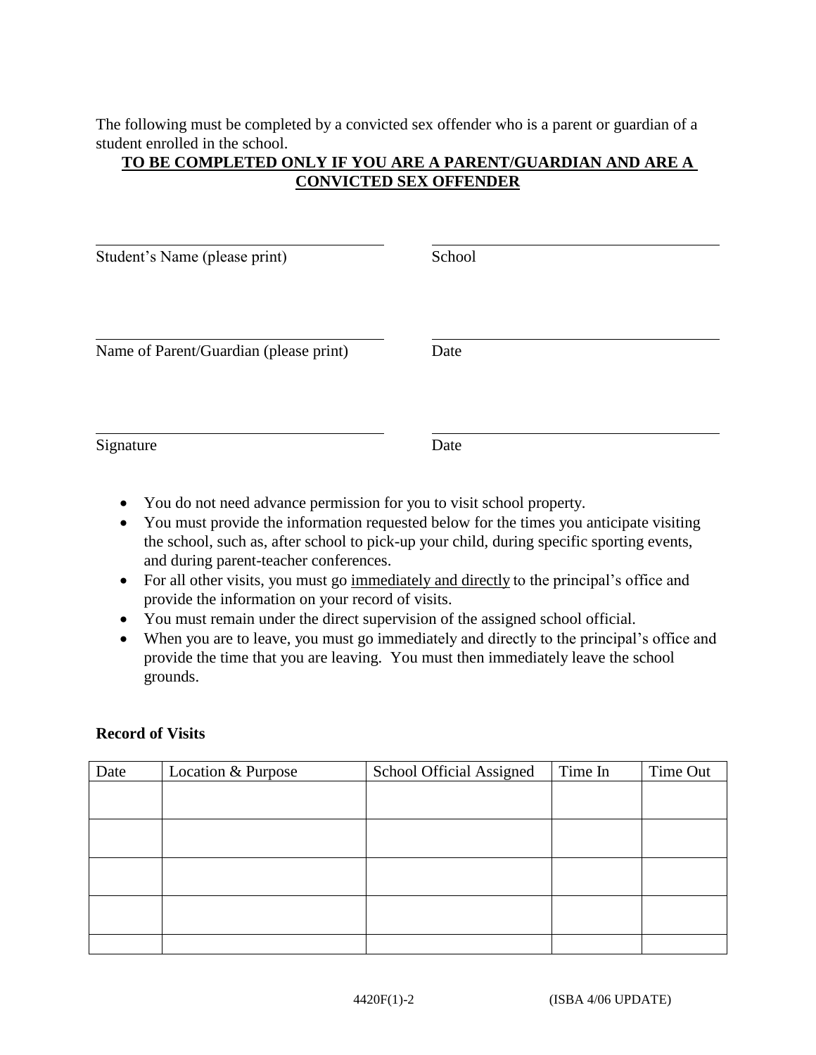The following must be completed by a convicted sex offender who is a parent or guardian of a student enrolled in the school.

**TO BE COMPLETED ONLY IF YOU ARE A PARENT/GUARDIAN AND ARE A CONVICTED SEX OFFENDER**

| | |
|---|---|
| Student's Name (please print) ____________________ | School ____________________ |
| Name of Parent/Guardian (please print) ____________________ | Date ____________________ |
| Signature ____________________ | Date ____________________ |

- You do not need advance permission for you to visit school property.
- You must provide the information requested below for the times you anticipate visiting the school, such as, after school to pick-up your child, during specific sporting events, and during parent-teacher conferences.
- For all other visits, you must go <u>immediately and directly</u> to the principal's office and provide the information on your record of visits.
- You must remain under the direct supervision of the assigned school official.
- When you are to leave, you must go immediately and directly to the principal's office and provide the time that you are leaving. You must then immediately leave the school grounds.

**Record of Visits**

| Date | Location & Purpose | School Official Assigned | Time In | Time Out |
|---|---|---|---|---|
| | | | | |
| | | | | |
| | | | | |
| | | | | |
| | | | | |

4420F(1)-2 (ISBA 4/06 UPDATE)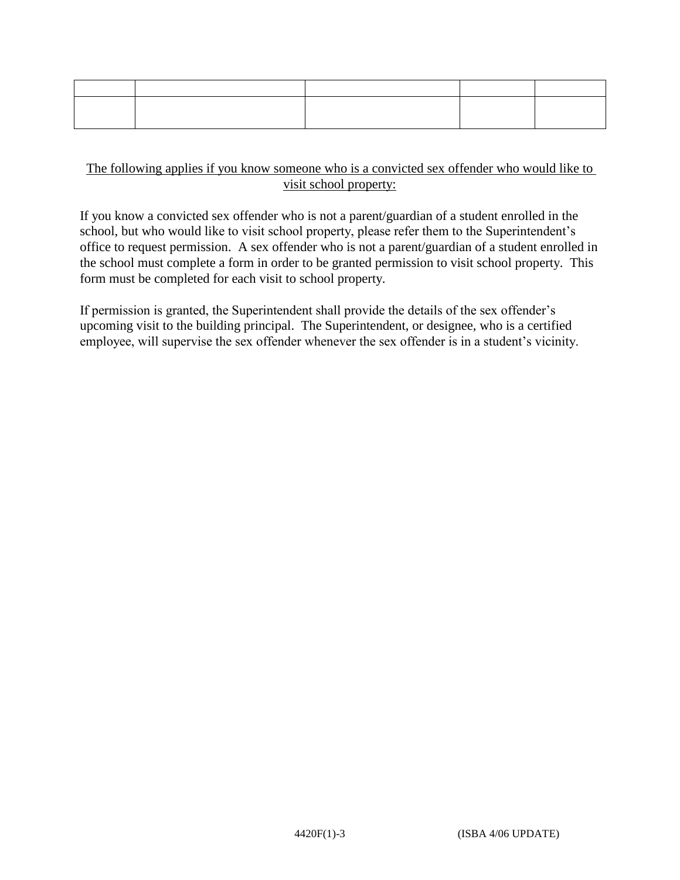| | | | | |
|---|---|---|---|---|
| | | | | |

<u>The following applies if you know someone who is a convicted sex offender who would like to visit school property:</u>

If you know a convicted sex offender who is not a parent/guardian of a student enrolled in the school, but who would like to visit school property, please refer them to the Superintendent's office to request permission. A sex offender who is not a parent/guardian of a student enrolled in the school must complete a form in order to be granted permission to visit school property. This form must be completed for each visit to school property.

If permission is granted, the Superintendent shall provide the details of the sex offender's upcoming visit to the building principal. The Superintendent, or designee, who is a certified employee, will supervise the sex offender whenever the sex offender is in a student's vicinity.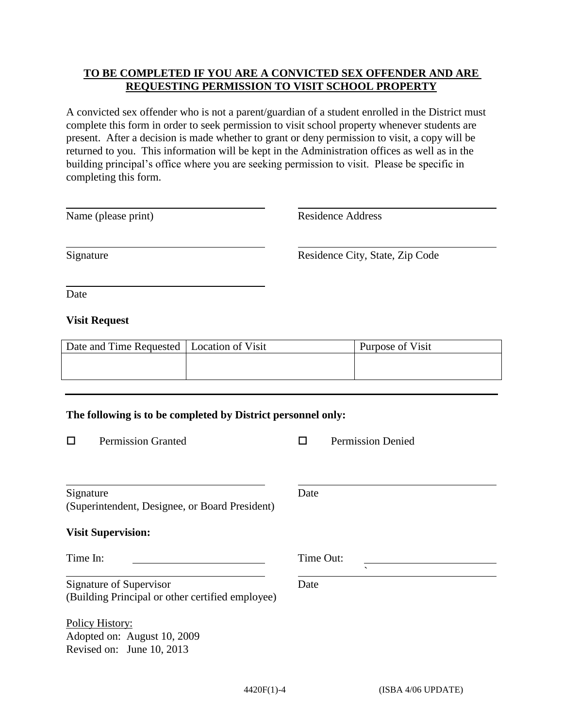**<u>TO BE COMPLETED IF YOU ARE A CONVICTED SEX OFFENDER AND ARE REQUESTING PERMISSION TO VISIT SCHOOL PROPERTY</u>**

A convicted sex offender who is not a parent/guardian of a student enrolled in the District must complete this form in order to seek permission to visit school property whenever students are present. After a decision is made whether to grant or deny permission to visit, a copy will be returned to you. This information will be kept in the Administration offices as well as in the building principal's office where you are seeking permission to visit. Please be specific in completing this form.

Name (please print) ______________________

Residence Address ______________________

Signature ______________________

Residence City, State, Zip Code ______________________

Date ______________________

**Visit Request**

| Date and Time Requested | Location of Visit | Purpose of Visit |
| --- | --- | --- |
| | | |

---

**The following is to be completed by District personnel only:**

☐ Permission Granted

☐ Permission Denied

Signature ______________________
(Superintendent, Designee, or Board President)

Date ______________________

**Visit Supervision:**

Time In: ______________________

Time Out: ______________________

Signature of Supervisor ______________________
(Building Principal or other certified employee)

Date ______________________

<u>Policy History:</u>
Adopted on: August 10, 2009
Revised on: June 10, 2013

4420F(1)-4 (ISBA 4/06 UPDATE)